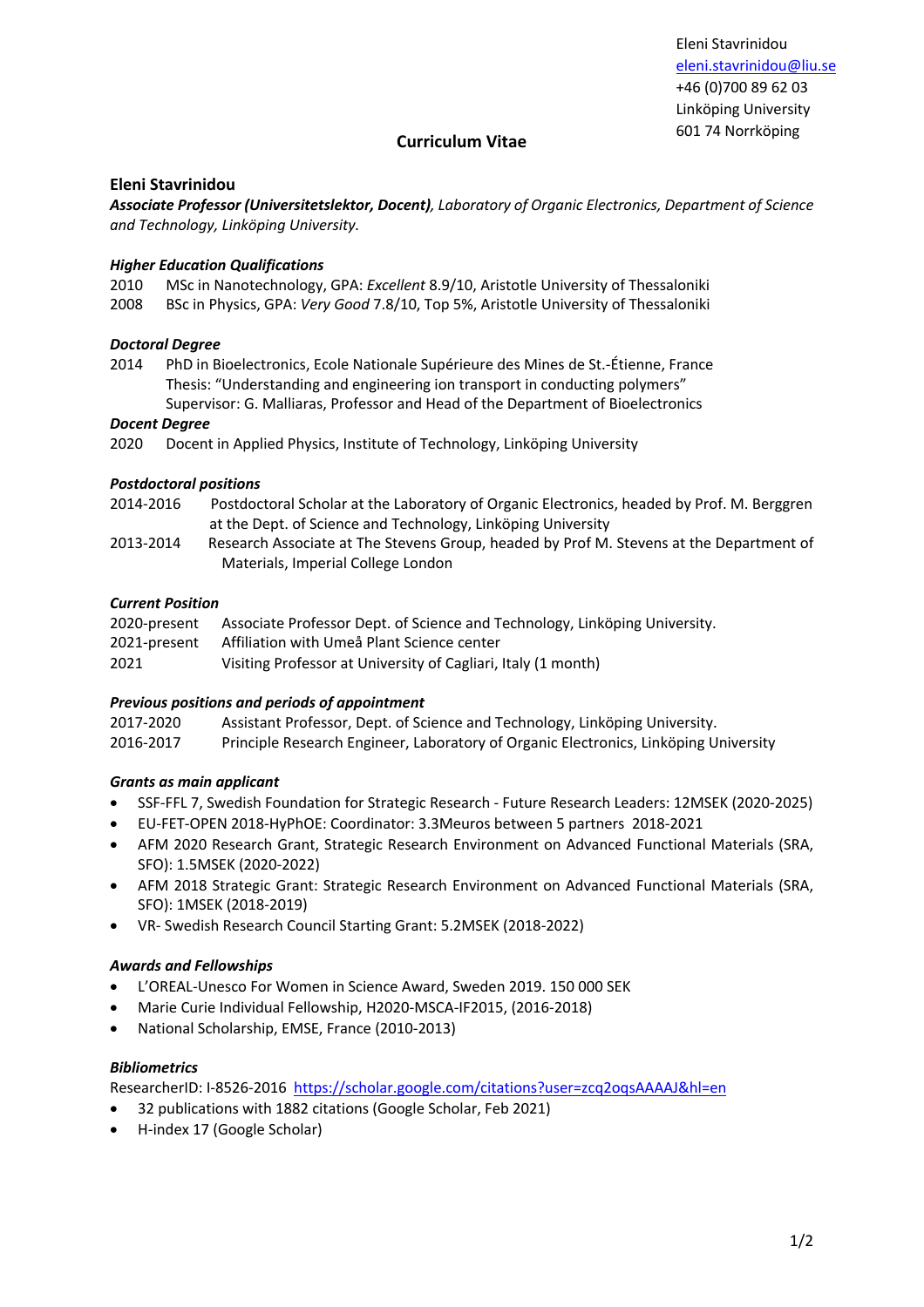Eleni Stavrinidou
eleni.stavrinidou@liu.se
+46 (0)700 89 62 03
Linköping University
601 74 Norrköping

# Curriculum Vitae

## Eleni Stavrinidou

***Associate Professor (Universitetslektor, Docent)****, Laboratory of Organic Electronics, Department of Science and Technology, Linköping University.*

### *Higher Education Qualifications*

2010 MSc in Nanotechnology, GPA: *Excellent* 8.9/10, Aristotle University of Thessaloniki
2008 BSc in Physics, GPA: *Very Good* 7.8/10, Top 5%, Aristotle University of Thessaloniki

### *Doctoral Degree*

2014 PhD in Bioelectronics, Ecole Nationale Supérieure des Mines de St.-Étienne, France
Thesis: "Understanding and engineering ion transport in conducting polymers"
Supervisor: G. Malliaras, Professor and Head of the Department of Bioelectronics

### *Docent Degree*

2020 Docent in Applied Physics, Institute of Technology, Linköping University

### *Postdoctoral positions*

2014-2016 Postdoctoral Scholar at the Laboratory of Organic Electronics, headed by Prof. M. Berggren at the Dept. of Science and Technology, Linköping University
2013-2014 Research Associate at The Stevens Group, headed by Prof M. Stevens at the Department of Materials, Imperial College London

### *Current Position*

2020-present Associate Professor Dept. of Science and Technology, Linköping University.
2021-present Affiliation with Umeå Plant Science center
2021 Visiting Professor at University of Cagliari, Italy (1 month)

### *Previous positions and periods of appointment*

2017-2020 Assistant Professor, Dept. of Science and Technology, Linköping University.
2016-2017 Principle Research Engineer, Laboratory of Organic Electronics, Linköping University

### *Grants as main applicant*

- SSF-FFL 7, Swedish Foundation for Strategic Research - Future Research Leaders: 12MSEK (2020-2025)
- EU-FET-OPEN 2018-HyPhOE: Coordinator: 3.3Meuros between 5 partners 2018-2021
- AFM 2020 Research Grant, Strategic Research Environment on Advanced Functional Materials (SRA, SFO): 1.5MSEK (2020-2022)
- AFM 2018 Strategic Grant: Strategic Research Environment on Advanced Functional Materials (SRA, SFO): 1MSEK (2018-2019)
- VR- Swedish Research Council Starting Grant: 5.2MSEK (2018-2022)

### *Awards and Fellowships*

- L'OREAL-Unesco For Women in Science Award, Sweden 2019. 150 000 SEK
- Marie Curie Individual Fellowship, H2020-MSCA-IF2015, (2016-2018)
- National Scholarship, EMSE, France (2010-2013)

### *Bibliometrics*

ResearcherID: I-8526-2016 https://scholar.google.com/citations?user=zcq2oqsAAAAJ&hl=en

- 32 publications with 1882 citations (Google Scholar, Feb 2021)
- H-index 17 (Google Scholar)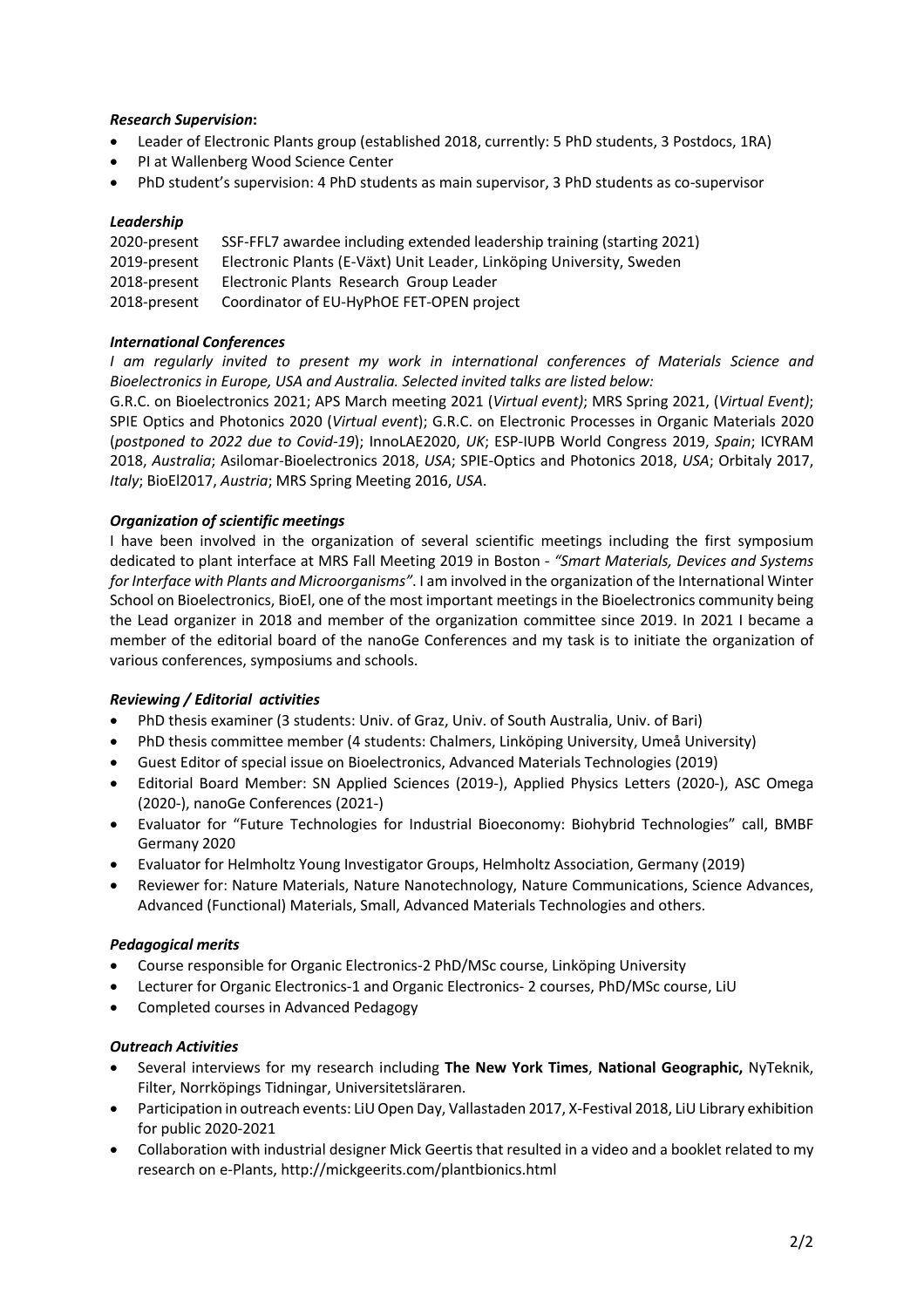***Research Supervision*:**

- Leader of Electronic Plants group (established 2018, currently: 5 PhD students, 3 Postdocs, 1RA)
- PI at Wallenberg Wood Science Center
- PhD student's supervision: 4 PhD students as main supervisor, 3 PhD students as co-supervisor

***Leadership***

| | |
|---|---|
| 2020-present | SSF-FFL7 awardee including extended leadership training (starting 2021) |
| 2019-present | Electronic Plants (E-Växt) Unit Leader, Linköping University, Sweden |
| 2018-present | Electronic Plants Research Group Leader |
| 2018-present | Coordinator of EU-HyPhOE FET-OPEN project |

***International Conferences***

*I am regularly invited to present my work in international conferences of Materials Science and Bioelectronics in Europe, USA and Australia. Selected invited talks are listed below:*

G.R.C. on Bioelectronics 2021; APS March meeting 2021 (*Virtual event)*; MRS Spring 2021, (*Virtual Event)*; SPIE Optics and Photonics 2020 (*Virtual event*); G.R.C. on Electronic Processes in Organic Materials 2020 (*postponed to 2022 due to Covid-19*); InnoLAE2020, *UK*; ESP-IUPB World Congress 2019, *Spain*; ICYRAM 2018, *Australia*; Asilomar-Bioelectronics 2018, *USA*; SPIE-Optics and Photonics 2018, *USA*; Orbitaly 2017, *Italy*; BioEl2017, *Austria*; MRS Spring Meeting 2016, *USA*.

***Organization of scientific meetings***

I have been involved in the organization of several scientific meetings including the first symposium dedicated to plant interface at MRS Fall Meeting 2019 in Boston - *"Smart Materials, Devices and Systems for Interface with Plants and Microorganisms"*. I am involved in the organization of the International Winter School on Bioelectronics, BioEl, one of the most important meetings in the Bioelectronics community being the Lead organizer in 2018 and member of the organization committee since 2019. In 2021 I became a member of the editorial board of the nanoGe Conferences and my task is to initiate the organization of various conferences, symposiums and schools.

***Reviewing / Editorial activities***

- PhD thesis examiner (3 students: Univ. of Graz, Univ. of South Australia, Univ. of Bari)
- PhD thesis committee member (4 students: Chalmers, Linköping University, Umeå University)
- Guest Editor of special issue on Bioelectronics, Advanced Materials Technologies (2019)
- Editorial Board Member: SN Applied Sciences (2019-), Applied Physics Letters (2020-), ASC Omega (2020-), nanoGe Conferences (2021-)
- Evaluator for "Future Technologies for Industrial Bioeconomy: Biohybrid Technologies" call, BMBF Germany 2020
- Evaluator for Helmholtz Young Investigator Groups, Helmholtz Association, Germany (2019)
- Reviewer for: Nature Materials, Nature Nanotechnology, Nature Communications, Science Advances, Advanced (Functional) Materials, Small, Advanced Materials Technologies and others.

***Pedagogical merits***

- Course responsible for Organic Electronics-2 PhD/MSc course, Linköping University
- Lecturer for Organic Electronics-1 and Organic Electronics- 2 courses, PhD/MSc course, LiU
- Completed courses in Advanced Pedagogy

***Outreach Activities***

- Several interviews for my research including **The New York Times**, **National Geographic,** NyTeknik, Filter, Norrköpings Tidningar, Universitetsläraren.
- Participation in outreach events: LiU Open Day, Vallastaden 2017, X-Festival 2018, LiU Library exhibition for public 2020-2021
- Collaboration with industrial designer Mick Geertis that resulted in a video and a booklet related to my research on e-Plants, http://mickgeerits.com/plantbionics.html